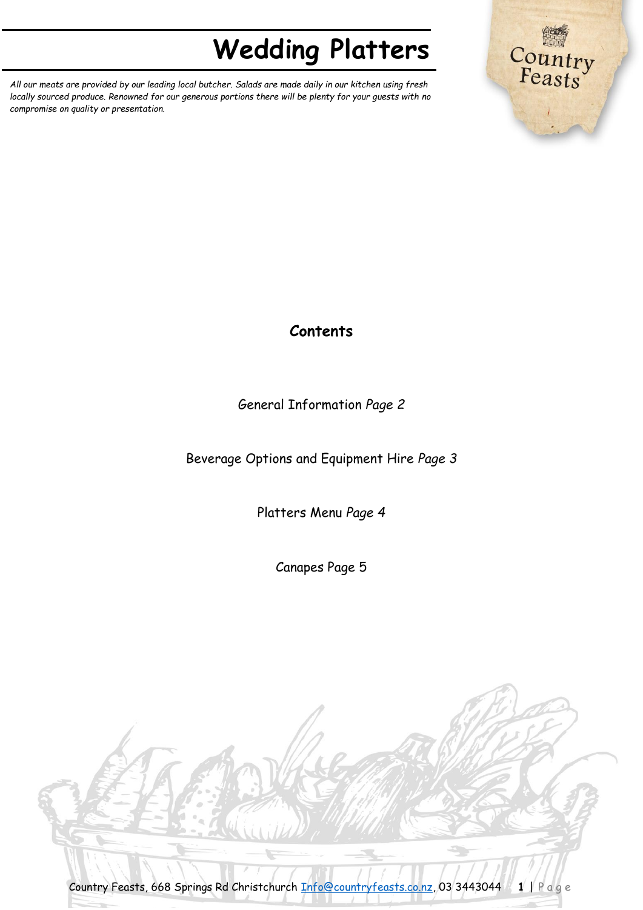# Wedding Platters

*All our meats are provided by our leading local butcher. Salads are made daily in our kitchen using fresh locally sourced produce. Renowned for our generous portions there will be plenty for your guests with no compromise on quality or presentation.*

## Contents

General Information *Page 2*

Beverage Options and Equipment Hire *Page 3*

Platters Menu *Page 4*

Canapes Page 5

Country Feasts, 668 Springs Rd Christchurch Info@countryfeasts.co.nz, 03 3443044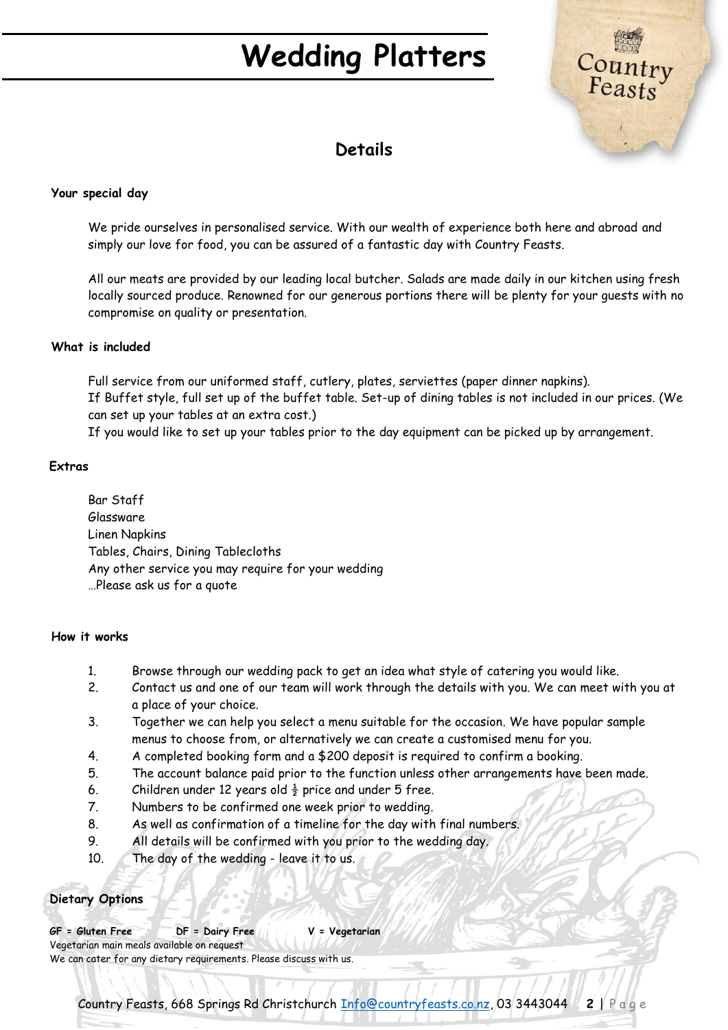# Wedding Platters

## Details

### Your special day

We pride ourselves in personalised service. With our wealth of experience both here and abroad and simply our love for food, you can be assured of a fantastic day with Country Feasts.

All our meats are provided by our leading local butcher. Salads are made daily in our kitchen using fresh locally sourced produce. Renowned for our generous portions there will be plenty for your guests with no compromise on quality or presentation.

### What is included

Full service from our uniformed staff, cutlery, plates, serviettes (paper dinner napkins).
If Buffet style, full set up of the buffet table. Set-up of dining tables is not included in our prices. (We can set up your tables at an extra cost.)
If you would like to set up your tables prior to the day equipment can be picked up by arrangement.

### Extras

Bar Staff
Glassware
Linen Napkins
Tables, Chairs, Dining Tablecloths
Any other service you may require for your wedding
…Please ask us for a quote

### How it works

1. Browse through our wedding pack to get an idea what style of catering you would like.
2. Contact us and one of our team will work through the details with you. We can meet with you at a place of your choice.
3. Together we can help you select a menu suitable for the occasion. We have popular sample menus to choose from, or alternatively we can create a customised menu for you.
4. A completed booking form and a $200 deposit is required to confirm a booking.
5. The account balance paid prior to the function unless other arrangements have been made.
6. Children under 12 years old ½ price and under 5 free.
7. Numbers to be confirmed one week prior to wedding.
8. As well as confirmation of a timeline for the day with final numbers.
9. All details will be confirmed with you prior to the wedding day.
10. The day of the wedding - leave it to us.

### Dietary Options

**GF = Gluten Free** **DF = Dairy Free** **V = Vegetarian**
Vegetarian main meals available on request
We can cater for any dietary requirements. Please discuss with us.

Country Feasts, 668 Springs Rd Christchurch Info@countryfeasts.co.nz, 03 3443044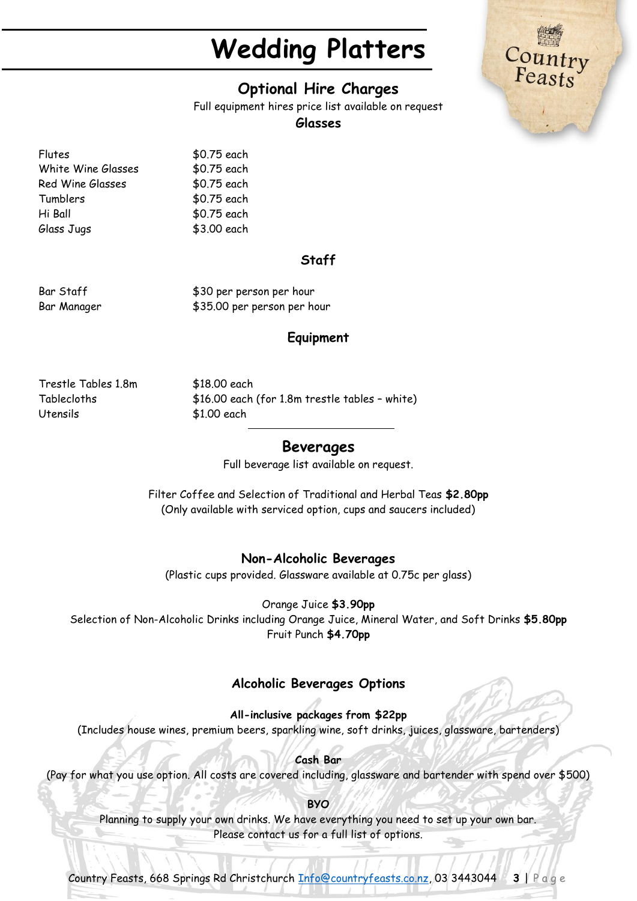# Wedding Platters

## Optional Hire Charges

Full equipment hires price list available on request

### Glasses

| | |
|---|---|
| Flutes | $0.75 each |
| White Wine Glasses | $0.75 each |
| Red Wine Glasses | $0.75 each |
| Tumblers | $0.75 each |
| Hi Ball | $0.75 each |
| Glass Jugs | $3.00 each |

### Staff

| | |
|---|---|
| Bar Staff | $30 per person per hour |
| Bar Manager | $35.00 per person per hour |

### Equipment

| | |
|---|---|
| Trestle Tables 1.8m | $18.00 each |
| Tablecloths | $16.00 each (for 1.8m trestle tables – white) |
| Utensils | $1.00 each |

---

## Beverages

Full beverage list available on request.

Filter Coffee and Selection of Traditional and Herbal Teas **$2.80pp**
(Only available with serviced option, cups and saucers included)

### Non-Alcoholic Beverages

(Plastic cups provided. Glassware available at 0.75c per glass)

Orange Juice **$3.90pp**
Selection of Non-Alcoholic Drinks including Orange Juice, Mineral Water, and Soft Drinks **$5.80pp**
Fruit Punch **$4.70pp**

### Alcoholic Beverages Options

**All-inclusive packages from $22pp**
(Includes house wines, premium beers, sparkling wine, soft drinks, juices, glassware, bartenders)

**Cash Bar**
(Pay for what you use option. All costs are covered including, glassware and bartender with spend over $500)

**BYO**
Planning to supply your own drinks. We have everything you need to set up your own bar.
Please contact us for a full list of options.

Country Feasts, 668 Springs Rd Christchurch Info@countryfeasts.co.nz, 03 3443044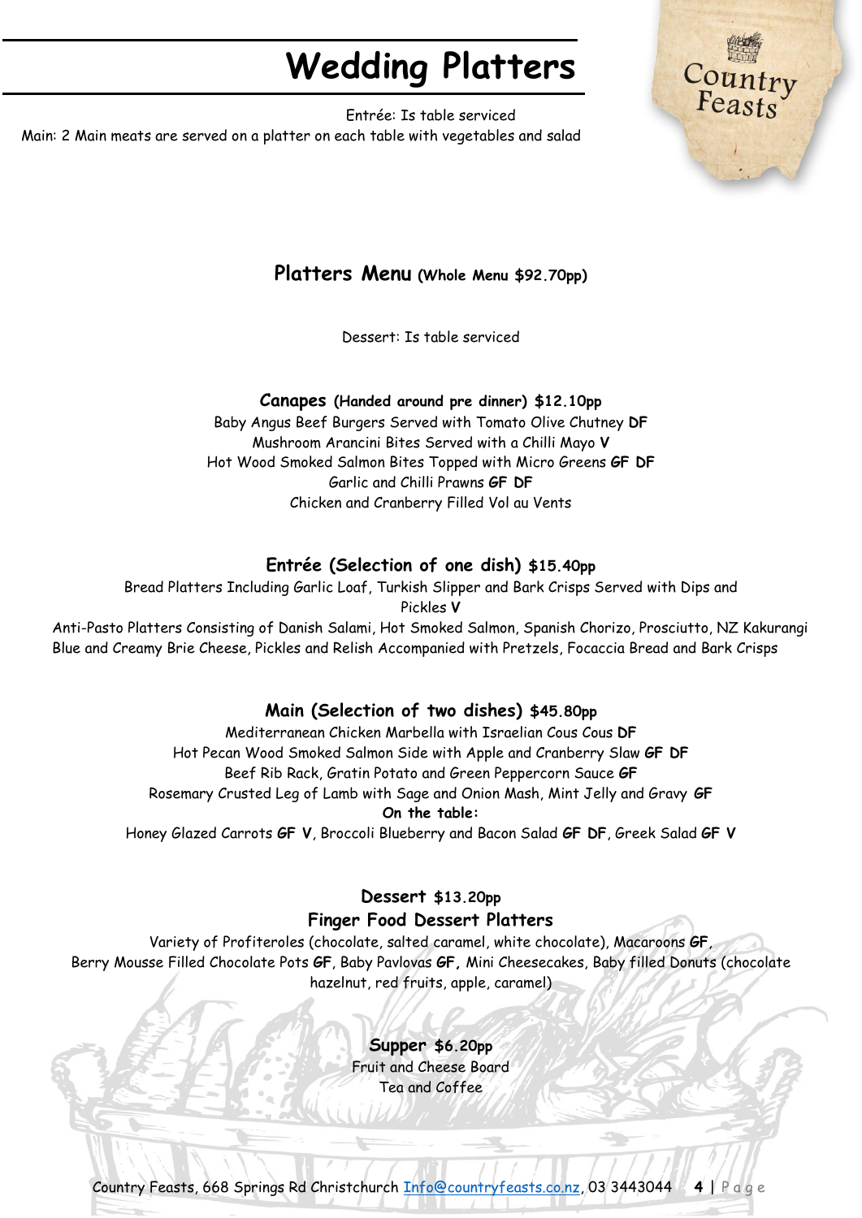# Wedding Platters

Entrée: Is table serviced
Main: 2 Main meats are served on a platter on each table with vegetables and salad

## Platters Menu (Whole Menu $92.70pp)

Dessert: Is table serviced

### Canapes (Handed around pre dinner) $12.10pp

Baby Angus Beef Burgers Served with Tomato Olive Chutney **DF**
Mushroom Arancini Bites Served with a Chilli Mayo **V**
Hot Wood Smoked Salmon Bites Topped with Micro Greens **GF DF**
Garlic and Chilli Prawns **GF DF**
Chicken and Cranberry Filled Vol au Vents

### Entrée (Selection of one dish) $15.40pp

Bread Platters Including Garlic Loaf, Turkish Slipper and Bark Crisps Served with Dips and Pickles **V**
Anti-Pasto Platters Consisting of Danish Salami, Hot Smoked Salmon, Spanish Chorizo, Prosciutto, NZ Kakurangi Blue and Creamy Brie Cheese, Pickles and Relish Accompanied with Pretzels, Focaccia Bread and Bark Crisps

### Main (Selection of two dishes) $45.80pp

Mediterranean Chicken Marbella with Israelian Cous Cous **DF**
Hot Pecan Wood Smoked Salmon Side with Apple and Cranberry Slaw **GF DF**
Beef Rib Rack, Gratin Potato and Green Peppercorn Sauce **GF**
Rosemary Crusted Leg of Lamb with Sage and Onion Mash, Mint Jelly and Gravy **GF**

**On the table:**

Honey Glazed Carrots **GF V**, Broccoli Blueberry and Bacon Salad **GF DF**, Greek Salad **GF V**

### Dessert $13.20pp

**Finger Food Dessert Platters**

Variety of Profiteroles (chocolate, salted caramel, white chocolate), Macaroons **GF**, Berry Mousse Filled Chocolate Pots **GF**, Baby Pavlovas **GF**, Mini Cheesecakes, Baby filled Donuts (chocolate hazelnut, red fruits, apple, caramel)

### Supper $6.20pp

Fruit and Cheese Board
Tea and Coffee

Country Feasts, 668 Springs Rd Christchurch Info@countryfeasts.co.nz, 03 3443044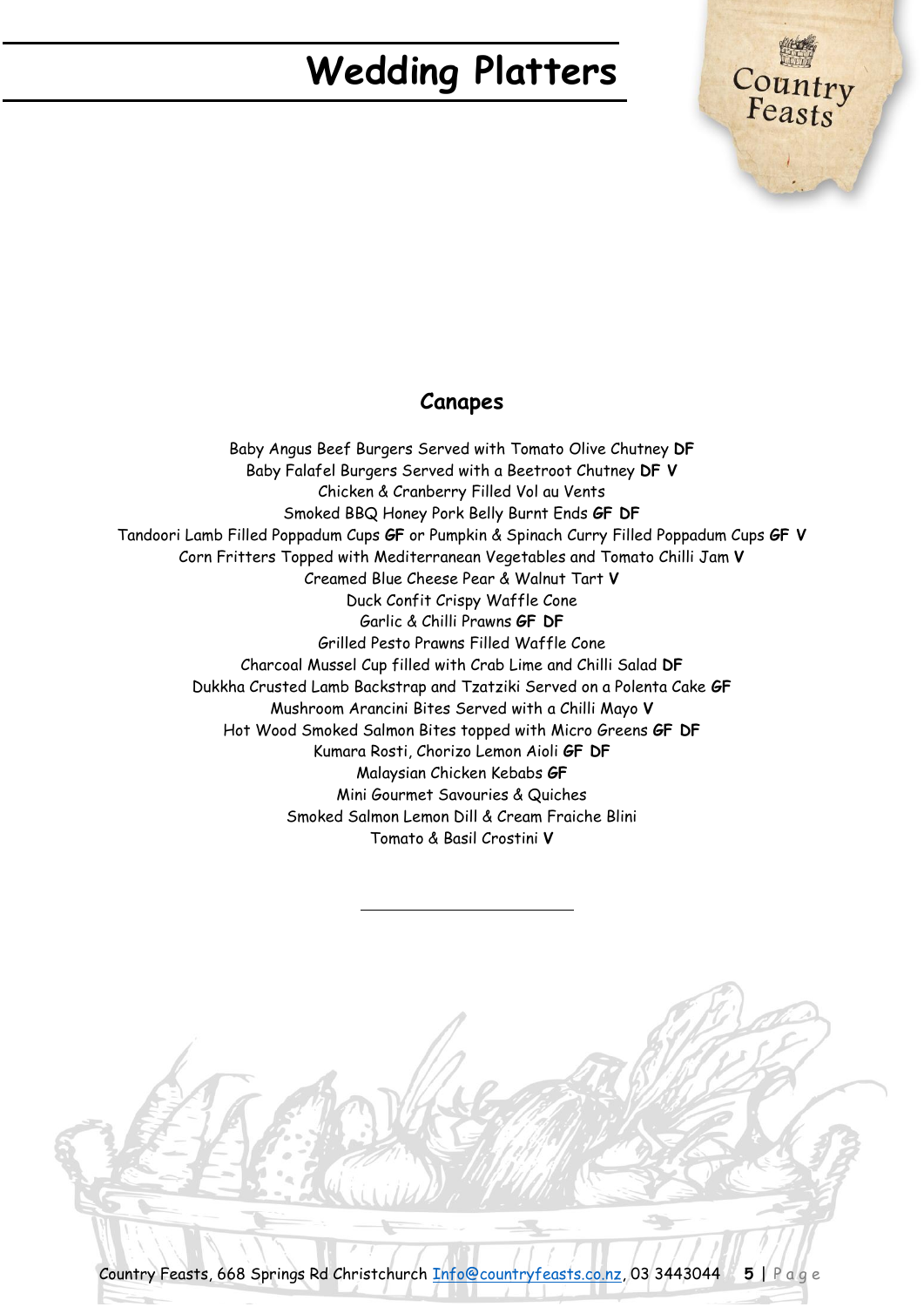# Wedding Platters

## Canapes

Baby Angus Beef Burgers Served with Tomato Olive Chutney **DF**
Baby Falafel Burgers Served with a Beetroot Chutney **DF V**
Chicken & Cranberry Filled Vol au Vents
Smoked BBQ Honey Pork Belly Burnt Ends **GF DF**
Tandoori Lamb Filled Poppadum Cups **GF** or Pumpkin & Spinach Curry Filled Poppadum Cups **GF V**
Corn Fritters Topped with Mediterranean Vegetables and Tomato Chilli Jam **V**
Creamed Blue Cheese Pear & Walnut Tart **V**
Duck Confit Crispy Waffle Cone
Garlic & Chilli Prawns **GF DF**
Grilled Pesto Prawns Filled Waffle Cone
Charcoal Mussel Cup filled with Crab Lime and Chilli Salad **DF**
Dukkha Crusted Lamb Backstrap and Tzatziki Served on a Polenta Cake **GF**
Mushroom Arancini Bites Served with a Chilli Mayo **V**
Hot Wood Smoked Salmon Bites topped with Micro Greens **GF DF**
Kumara Rosti, Chorizo Lemon Aioli **GF DF**
Malaysian Chicken Kebabs **GF**
Mini Gourmet Savouries & Quiches
Smoked Salmon Lemon Dill & Cream Fraiche Blini
Tomato & Basil Crostini **V**

Country Feasts, 668 Springs Rd Christchurch Info@countryfeasts.co.nz, 03 3443044